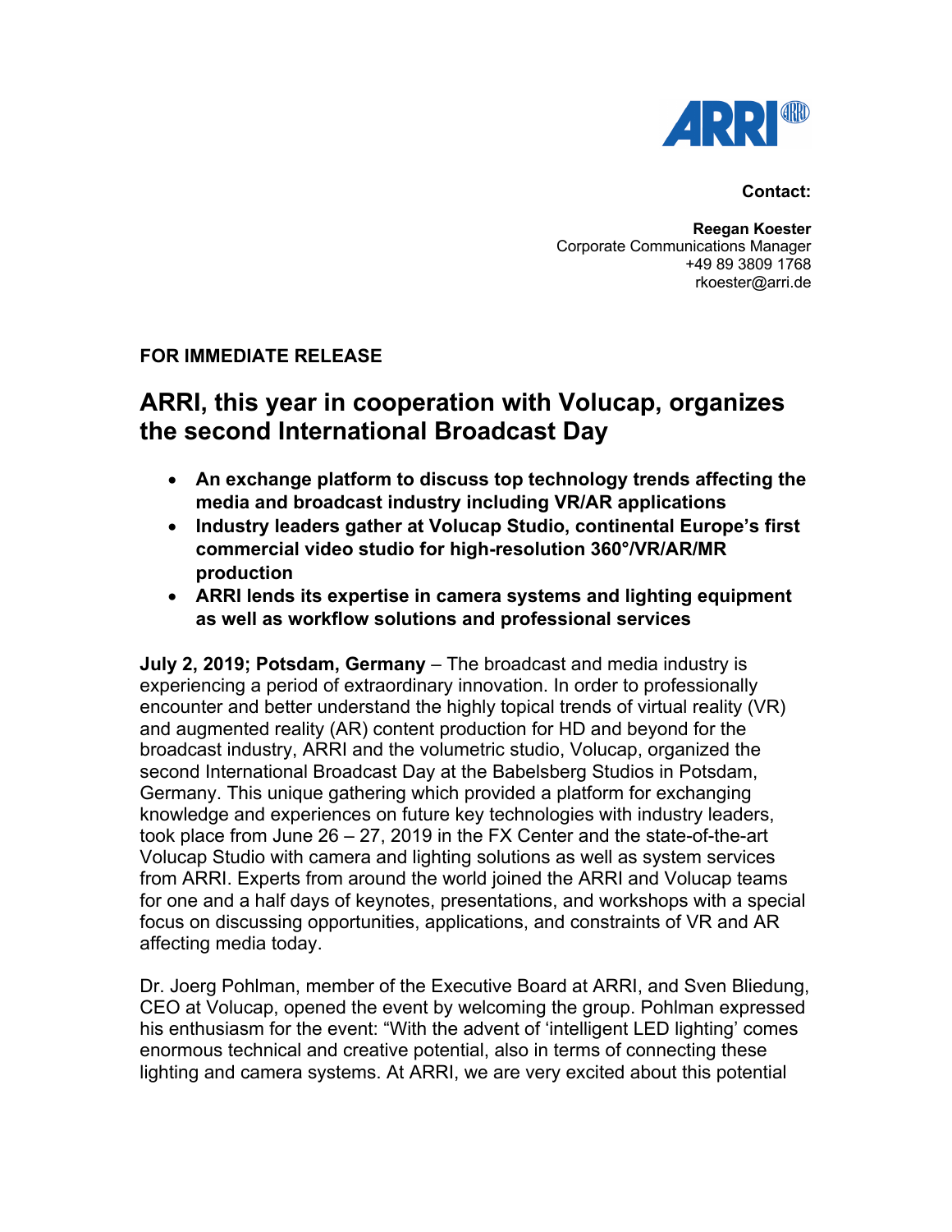**Contact:**

**Reegan Koester**
Corporate Communications Manager
+49 89 3809 1768
rkoester@arri.de

**FOR IMMEDIATE RELEASE**

# ARRI, this year in cooperation with Volucap, organizes the second International Broadcast Day

- **An exchange platform to discuss top technology trends affecting the media and broadcast industry including VR/AR applications**
- **Industry leaders gather at Volucap Studio, continental Europe's first commercial video studio for high-resolution 360°/VR/AR/MR production**
- **ARRI lends its expertise in camera systems and lighting equipment as well as workflow solutions and professional services**

**July 2, 2019; Potsdam, Germany** – The broadcast and media industry is experiencing a period of extraordinary innovation. In order to professionally encounter and better understand the highly topical trends of virtual reality (VR) and augmented reality (AR) content production for HD and beyond for the broadcast industry, ARRI and the volumetric studio, Volucap, organized the second International Broadcast Day at the Babelsberg Studios in Potsdam, Germany. This unique gathering which provided a platform for exchanging knowledge and experiences on future key technologies with industry leaders, took place from June 26 – 27, 2019 in the FX Center and the state-of-the-art Volucap Studio with camera and lighting solutions as well as system services from ARRI. Experts from around the world joined the ARRI and Volucap teams for one and a half days of keynotes, presentations, and workshops with a special focus on discussing opportunities, applications, and constraints of VR and AR affecting media today.

Dr. Joerg Pohlman, member of the Executive Board at ARRI, and Sven Bliedung, CEO at Volucap, opened the event by welcoming the group. Pohlman expressed his enthusiasm for the event: "With the advent of 'intelligent LED lighting' comes enormous technical and creative potential, also in terms of connecting these lighting and camera systems. At ARRI, we are very excited about this potential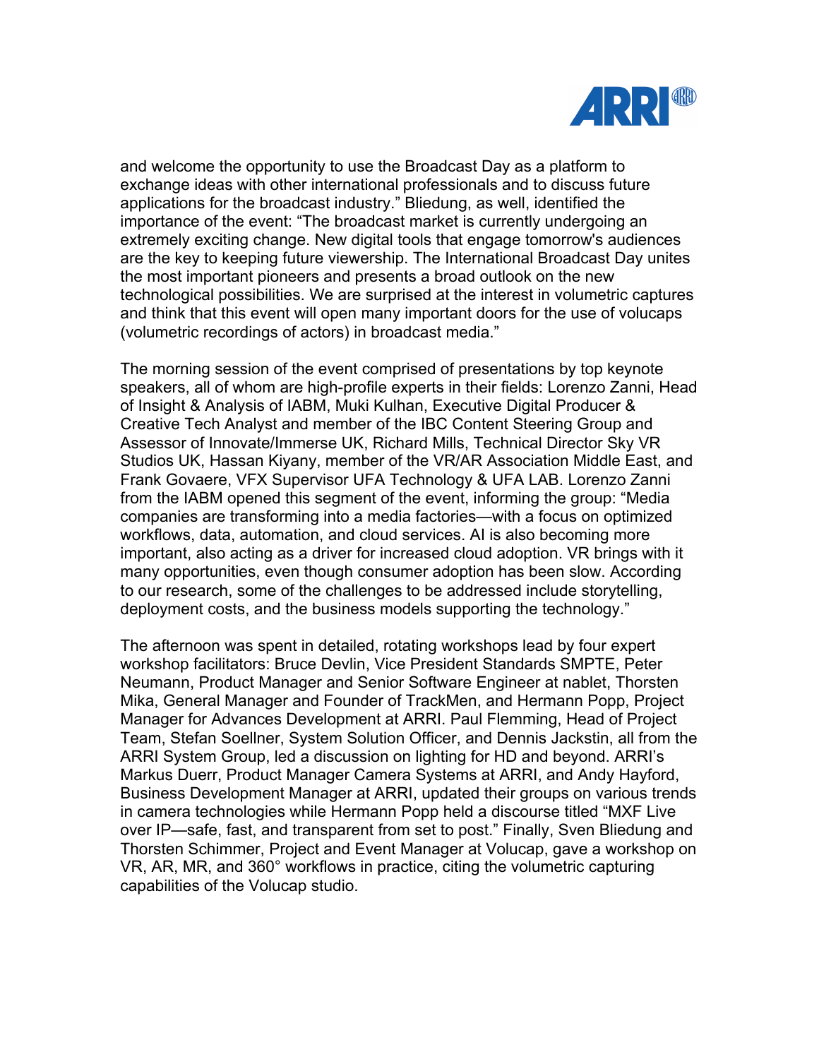and welcome the opportunity to use the Broadcast Day as a platform to exchange ideas with other international professionals and to discuss future applications for the broadcast industry." Bliedung, as well, identified the importance of the event: "The broadcast market is currently undergoing an extremely exciting change. New digital tools that engage tomorrow's audiences are the key to keeping future viewership. The International Broadcast Day unites the most important pioneers and presents a broad outlook on the new technological possibilities. We are surprised at the interest in volumetric captures and think that this event will open many important doors for the use of volucaps (volumetric recordings of actors) in broadcast media."

The morning session of the event comprised of presentations by top keynote speakers, all of whom are high-profile experts in their fields: Lorenzo Zanni, Head of Insight & Analysis of IABM, Muki Kulhan, Executive Digital Producer & Creative Tech Analyst and member of the IBC Content Steering Group and Assessor of Innovate/Immerse UK, Richard Mills, Technical Director Sky VR Studios UK, Hassan Kiyany, member of the VR/AR Association Middle East, and Frank Govaere, VFX Supervisor UFA Technology & UFA LAB. Lorenzo Zanni from the IABM opened this segment of the event, informing the group: "Media companies are transforming into a media factories—with a focus on optimized workflows, data, automation, and cloud services. AI is also becoming more important, also acting as a driver for increased cloud adoption. VR brings with it many opportunities, even though consumer adoption has been slow. According to our research, some of the challenges to be addressed include storytelling, deployment costs, and the business models supporting the technology."

The afternoon was spent in detailed, rotating workshops lead by four expert workshop facilitators: Bruce Devlin, Vice President Standards SMPTE, Peter Neumann, Product Manager and Senior Software Engineer at nablet, Thorsten Mika, General Manager and Founder of TrackMen, and Hermann Popp, Project Manager for Advances Development at ARRI. Paul Flemming, Head of Project Team, Stefan Soellner, System Solution Officer, and Dennis Jackstin, all from the ARRI System Group, led a discussion on lighting for HD and beyond. ARRI's Markus Duerr, Product Manager Camera Systems at ARRI, and Andy Hayford, Business Development Manager at ARRI, updated their groups on various trends in camera technologies while Hermann Popp held a discourse titled "MXF Live over IP—safe, fast, and transparent from set to post." Finally, Sven Bliedung and Thorsten Schimmer, Project and Event Manager at Volucap, gave a workshop on VR, AR, MR, and 360° workflows in practice, citing the volumetric capturing capabilities of the Volucap studio.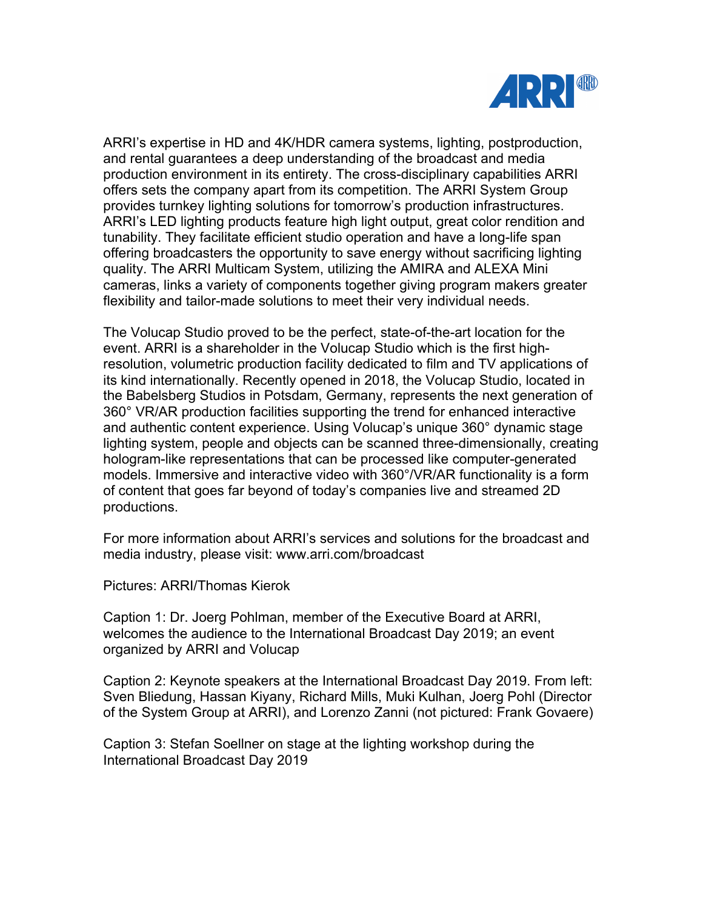ARRI's expertise in HD and 4K/HDR camera systems, lighting, postproduction, and rental guarantees a deep understanding of the broadcast and media production environment in its entirety. The cross-disciplinary capabilities ARRI offers sets the company apart from its competition. The ARRI System Group provides turnkey lighting solutions for tomorrow's production infrastructures. ARRI's LED lighting products feature high light output, great color rendition and tunability. They facilitate efficient studio operation and have a long-life span offering broadcasters the opportunity to save energy without sacrificing lighting quality. The ARRI Multicam System, utilizing the AMIRA and ALEXA Mini cameras, links a variety of components together giving program makers greater flexibility and tailor-made solutions to meet their very individual needs.

The Volucap Studio proved to be the perfect, state-of-the-art location for the event. ARRI is a shareholder in the Volucap Studio which is the first high-resolution, volumetric production facility dedicated to film and TV applications of its kind internationally. Recently opened in 2018, the Volucap Studio, located in the Babelsberg Studios in Potsdam, Germany, represents the next generation of 360° VR/AR production facilities supporting the trend for enhanced interactive and authentic content experience. Using Volucap's unique 360° dynamic stage lighting system, people and objects can be scanned three-dimensionally, creating hologram-like representations that can be processed like computer-generated models. Immersive and interactive video with 360°/VR/AR functionality is a form of content that goes far beyond of today's companies live and streamed 2D productions.

For more information about ARRI's services and solutions for the broadcast and media industry, please visit: www.arri.com/broadcast

Pictures: ARRI/Thomas Kierok

Caption 1: Dr. Joerg Pohlman, member of the Executive Board at ARRI, welcomes the audience to the International Broadcast Day 2019; an event organized by ARRI and Volucap

Caption 2: Keynote speakers at the International Broadcast Day 2019. From left: Sven Bliedung, Hassan Kiyany, Richard Mills, Muki Kulhan, Joerg Pohl (Director of the System Group at ARRI), and Lorenzo Zanni (not pictured: Frank Govaere)

Caption 3: Stefan Soellner on stage at the lighting workshop during the International Broadcast Day 2019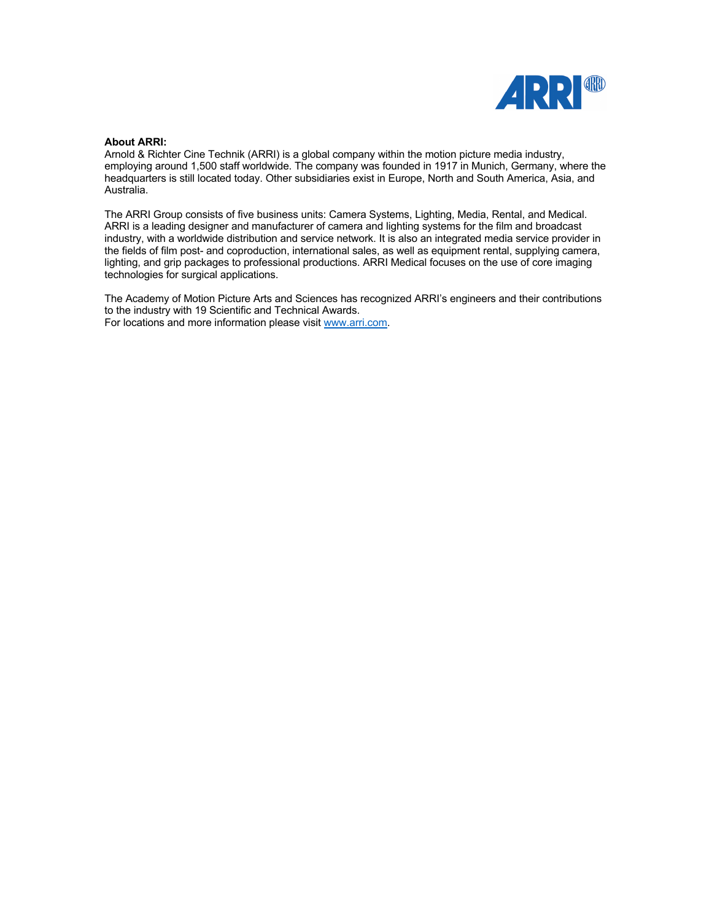**About ARRI:**
Arnold & Richter Cine Technik (ARRI) is a global company within the motion picture media industry, employing around 1,500 staff worldwide. The company was founded in 1917 in Munich, Germany, where the headquarters is still located today. Other subsidiaries exist in Europe, North and South America, Asia, and Australia.

The ARRI Group consists of five business units: Camera Systems, Lighting, Media, Rental, and Medical. ARRI is a leading designer and manufacturer of camera and lighting systems for the film and broadcast industry, with a worldwide distribution and service network. It is also an integrated media service provider in the fields of film post- and coproduction, international sales, as well as equipment rental, supplying camera, lighting, and grip packages to professional productions. ARRI Medical focuses on the use of core imaging technologies for surgical applications.

The Academy of Motion Picture Arts and Sciences has recognized ARRI's engineers and their contributions to the industry with 19 Scientific and Technical Awards.
For locations and more information please visit [www.arri.com](http://www.arri.com).